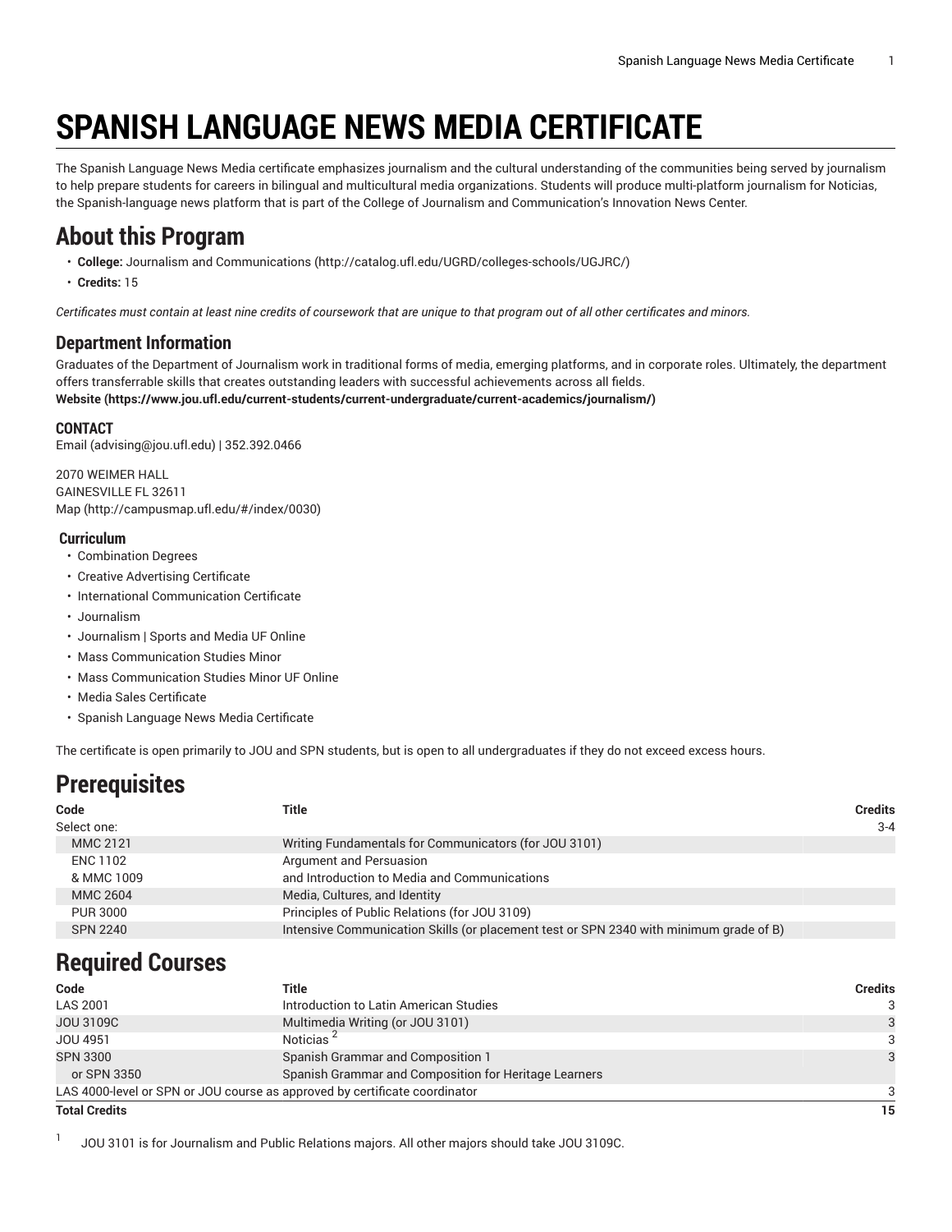# SPANISH LANGUAGE NEWS MEDIA CERTIFICATE

The Spanish Language News Media certificate emphasizes journalism and the cultural understanding of the communities being served by journalism to help prepare students for careers in bilingual and multicultural media organizations. Students will produce multi-platform journalism for Noticias, the Spanish-language news platform that is part of the College of Journalism and Communication's Innovation News Center.

## About this Program

- **College:** Journalism and Communications (http://catalog.ufl.edu/UGRD/colleges-schools/UGJRC/)
- **Credits:** 15

*Certificates must contain at least nine credits of coursework that are unique to that program out of all other certificates and minors.*

### Department Information

Graduates of the Department of Journalism work in traditional forms of media, emerging platforms, and in corporate roles. Ultimately, the department offers transferrable skills that creates outstanding leaders with successful achievements across all fields.
**Website (https://www.jou.ufl.edu/current-students/current-undergraduate/current-academics/journalism/)**

#### CONTACT

Email (advising@jou.ufl.edu) | 352.392.0466

2070 WEIMER HALL
GAINESVILLE FL 32611
Map (http://campusmap.ufl.edu/#/index/0030)

#### Curriculum

- Combination Degrees
- Creative Advertising Certificate
- International Communication Certificate
- Journalism
- Journalism | Sports and Media UF Online
- Mass Communication Studies Minor
- Mass Communication Studies Minor UF Online
- Media Sales Certificate
- Spanish Language News Media Certificate

The certificate is open primarily to JOU and SPN students, but is open to all undergraduates if they do not exceed excess hours.

## Prerequisites

| Code | Title | Credits |
|---|---|---|
| Select one: | | 3-4 |
| MMC 2121 | Writing Fundamentals for Communicators (for JOU 3101) | |
| ENC 1102 | Argument and Persuasion | |
| & MMC 1009 | and Introduction to Media and Communications | |
| MMC 2604 | Media, Cultures, and Identity | |
| PUR 3000 | Principles of Public Relations (for JOU 3109) | |
| SPN 2240 | Intensive Communication Skills (or placement test or SPN 2340 with minimum grade of B) | |

## Required Courses

| Code | Title | Credits |
|---|---|---|
| LAS 2001 | Introduction to Latin American Studies | 3 |
| JOU 3109C | Multimedia Writing (or JOU 3101) | 3 |
| JOU 4951 | Noticias [2] | 3 |
| SPN 3300 | Spanish Grammar and Composition 1 | 3 |
| or SPN 3350 | Spanish Grammar and Composition for Heritage Learners | |
| LAS 4000-level or SPN or JOU course as approved by certificate coordinator | | 3 |
| **Total Credits** | | **15** |

[1] JOU 3101 is for Journalism and Public Relations majors. All other majors should take JOU 3109C.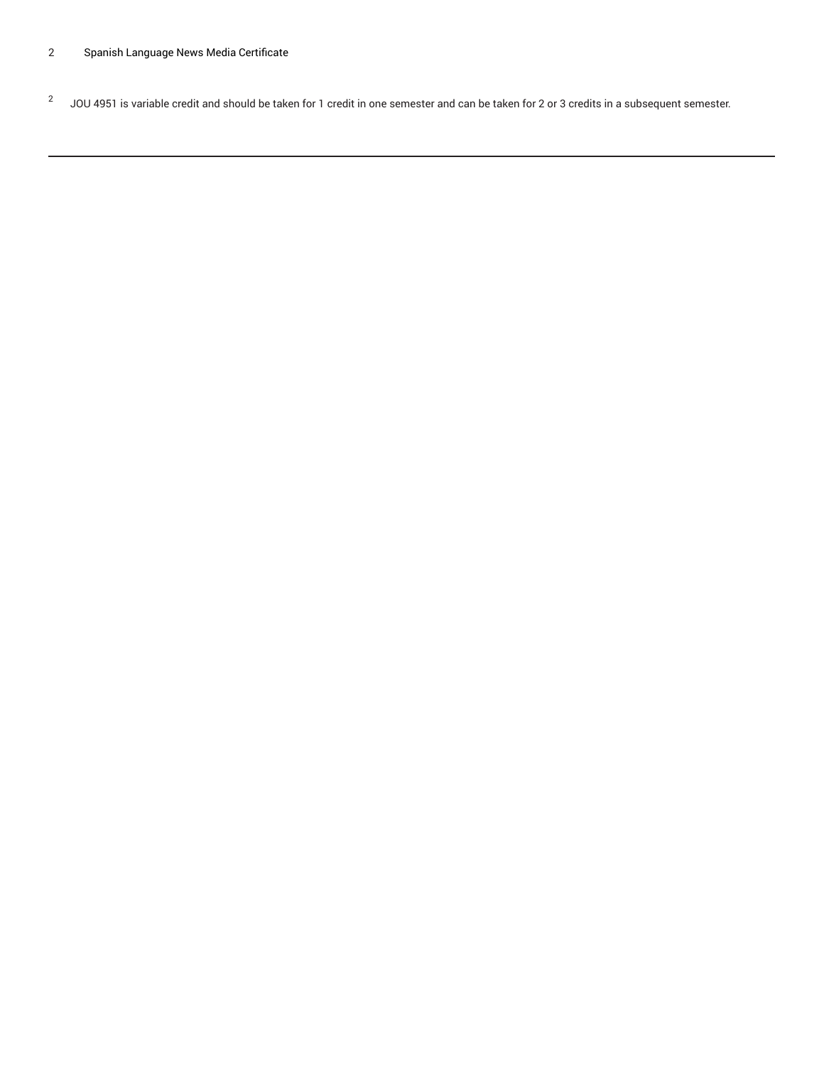[2] JOU 4951 is variable credit and should be taken for 1 credit in one semester and can be taken for 2 or 3 credits in a subsequent semester.